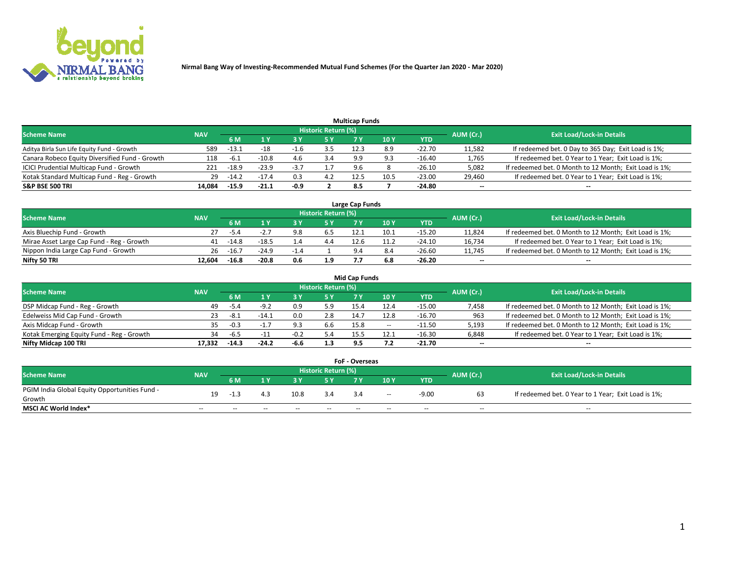# Nirmal Bang Way of Investing-Recommended Mutual Fund Schemes (For the Quarter Jan 2020 - Mar 2020)

## Multicap Funds

| Scheme Name | NAV | Historic Return (%) | | | | | | | AUM (Cr.) | Exit Load/Lock-in Details |
|---|---|---|---|---|---|---|---|---|---|---|
| | | 6 M | 1 Y | 3 Y | 5 Y | 7 Y | 10 Y | YTD | | |
| Aditya Birla Sun Life Equity Fund - Growth | 589 | -13.1 | -18 | -1.6 | 3.5 | 12.3 | 8.9 | -22.70 | 11,582 | If redeemed bet. 0 Day to 365 Day; Exit Load is 1%; |
| Canara Robeco Equity Diversified Fund - Growth | 118 | -6.1 | -10.8 | 4.6 | 3.4 | 9.9 | 9.3 | -16.40 | 1,765 | If redeemed bet. 0 Year to 1 Year; Exit Load is 1%; |
| ICICI Prudential Multicap Fund - Growth | 221 | -18.9 | -23.9 | -3.7 | 1.7 | 9.6 | 8 | -26.10 | 5,082 | If redeemed bet. 0 Month to 12 Month; Exit Load is 1%; |
| Kotak Standard Multicap Fund - Reg - Growth | 29 | -14.2 | -17.4 | 0.3 | 4.2 | 12.5 | 10.5 | -23.00 | 29,460 | If redeemed bet. 0 Year to 1 Year; Exit Load is 1%; |
| **S&P BSE 500 TRI** | **14,084** | **-15.9** | **-21.1** | **-0.9** | **2** | **8.5** | **7** | **-24.80** | **--** | **--** |

## Large Cap Funds

| Scheme Name | NAV | Historic Return (%) | | | | | | | AUM (Cr.) | Exit Load/Lock-in Details |
|---|---|---|---|---|---|---|---|---|---|---|
| | | 6 M | 1 Y | 3 Y | 5 Y | 7 Y | 10 Y | YTD | | |
| Axis Bluechip Fund - Growth | 27 | -5.4 | -2.7 | 9.8 | 6.5 | 12.1 | 10.1 | -15.20 | 11,824 | If redeemed bet. 0 Month to 12 Month; Exit Load is 1%; |
| Mirae Asset Large Cap Fund - Reg - Growth | 41 | -14.8 | -18.5 | 1.4 | 4.4 | 12.6 | 11.2 | -24.10 | 16,734 | If redeemed bet. 0 Year to 1 Year; Exit Load is 1%; |
| Nippon India Large Cap Fund - Growth | 26 | -16.7 | -24.9 | -1.4 | 1 | 9.4 | 8.4 | -26.60 | 11,745 | If redeemed bet. 0 Month to 12 Month; Exit Load is 1%; |
| **Nifty 50 TRI** | **12,604** | **-16.8** | **-20.8** | **0.6** | **1.9** | **7.7** | **6.8** | **-26.20** | **--** | **--** |

## Mid Cap Funds

| Scheme Name | NAV | Historic Return (%) | | | | | | | AUM (Cr.) | Exit Load/Lock-in Details |
|---|---|---|---|---|---|---|---|---|---|---|
| | | 6 M | 1 Y | 3 Y | 5 Y | 7 Y | 10 Y | YTD | | |
| DSP Midcap Fund - Reg - Growth | 49 | -5.4 | -9.2 | 0.9 | 5.9 | 15.4 | 12.4 | -15.00 | 7,458 | If redeemed bet. 0 Month to 12 Month; Exit Load is 1%; |
| Edelweiss Mid Cap Fund - Growth | 23 | -8.1 | -14.1 | 0.0 | 2.8 | 14.7 | 12.8 | -16.70 | 963 | If redeemed bet. 0 Month to 12 Month; Exit Load is 1%; |
| Axis Midcap Fund - Growth | 35 | -0.3 | -1.7 | 9.3 | 6.6 | 15.8 | -- | -11.50 | 5,193 | If redeemed bet. 0 Month to 12 Month; Exit Load is 1%; |
| Kotak Emerging Equity Fund - Reg - Growth | 34 | -6.5 | -11 | -0.2 | 5.4 | 15.5 | 12.1 | -16.30 | 6,848 | If redeemed bet. 0 Year to 1 Year; Exit Load is 1%; |
| **Nifty Midcap 100 TRI** | **17,332** | **-14.3** | **-24.2** | **-6.6** | **1.3** | **9.5** | **7.2** | **-21.70** | **--** | **--** |

## FoF - Overseas

| Scheme Name | NAV | Historic Return (%) | | | | | | | AUM (Cr.) | Exit Load/Lock-in Details |
|---|---|---|---|---|---|---|---|---|---|---|
| | | 6 M | 1 Y | 3 Y | 5 Y | 7 Y | 10 Y | YTD | | |
| PGIM India Global Equity Opportunities Fund - Growth | 19 | -1.3 | 4.3 | 10.8 | 3.4 | 3.4 | -- | -9.00 | 63 | If redeemed bet. 0 Year to 1 Year; Exit Load is 1%; |
| **MSCI AC World Index*** | -- | -- | -- | -- | -- | -- | -- | -- | -- | -- |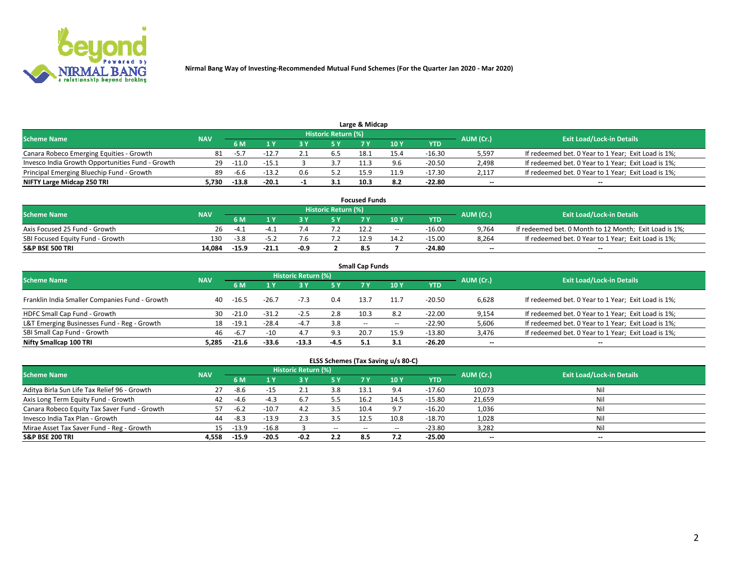Nirmal Bang Way of Investing-Recommended Mutual Fund Schemes (For the Quarter Jan 2020 - Mar 2020)

### Large & Midcap

| Scheme Name | NAV | Historic Return (%) | | | | | | | AUM (Cr.) | Exit Load/Lock-in Details |
|---|---|---|---|---|---|---|---|---|---|---|
| | | 6 M | 1 Y | 3 Y | 5 Y | 7 Y | 10 Y | YTD | | |
| Canara Robeco Emerging Equities - Growth | 81 | -5.7 | -12.7 | 2.1 | 6.5 | 18.1 | 15.4 | -16.30 | 5,597 | If redeemed bet. 0 Year to 1 Year; Exit Load is 1%; |
| Invesco India Growth Opportunities Fund - Growth | 29 | -11.0 | -15.1 | 3 | 3.7 | 11.3 | 9.6 | -20.50 | 2,498 | If redeemed bet. 0 Year to 1 Year; Exit Load is 1%; |
| Principal Emerging Bluechip Fund - Growth | 89 | -6.6 | -13.2 | 0.6 | 5.2 | 15.9 | 11.9 | -17.30 | 2,117 | If redeemed bet. 0 Year to 1 Year; Exit Load is 1%; |
| **NIFTY Large Midcap 250 TRI** | **5,730** | **-13.8** | **-20.1** | **-1** | **3.1** | **10.3** | **8.2** | **-22.80** | **--** | **--** |

### Focused Funds

| Scheme Name | NAV | Historic Return (%) | | | | | | | AUM (Cr.) | Exit Load/Lock-in Details |
|---|---|---|---|---|---|---|---|---|---|---|
| | | 6 M | 1 Y | 3 Y | 5 Y | 7 Y | 10 Y | YTD | | |
| Axis Focused 25 Fund - Growth | 26 | -4.1 | -4.1 | 7.4 | 7.2 | 12.2 | -- | -16.00 | 9,764 | If redeemed bet. 0 Month to 12 Month; Exit Load is 1%; |
| SBI Focused Equity Fund - Growth | 130 | -3.8 | -5.2 | 7.6 | 7.2 | 12.9 | 14.2 | -15.00 | 8,264 | If redeemed bet. 0 Year to 1 Year; Exit Load is 1%; |
| **S&P BSE 500 TRI** | **14,084** | **-15.9** | **-21.1** | **-0.9** | **2** | **8.5** | **7** | **-24.80** | **--** | **--** |

### Small Cap Funds

| Scheme Name | NAV | Historic Return (%) | | | | | | | AUM (Cr.) | Exit Load/Lock-in Details |
|---|---|---|---|---|---|---|---|---|---|---|
| | | 6 M | 1 Y | 3 Y | 5 Y | 7 Y | 10 Y | YTD | | |
| Franklin India Smaller Companies Fund - Growth | 40 | -16.5 | -26.7 | -7.3 | 0.4 | 13.7 | 11.7 | -20.50 | 6,628 | If redeemed bet. 0 Year to 1 Year; Exit Load is 1%; |
| HDFC Small Cap Fund - Growth | 30 | -21.0 | -31.2 | -2.5 | 2.8 | 10.3 | 8.2 | -22.00 | 9,154 | If redeemed bet. 0 Year to 1 Year; Exit Load is 1%; |
| L&T Emerging Businesses Fund - Reg - Growth | 18 | -19.1 | -28.4 | -4.7 | 3.8 | -- | -- | -22.90 | 5,606 | If redeemed bet. 0 Year to 1 Year; Exit Load is 1%; |
| SBI Small Cap Fund - Growth | 46 | -6.7 | -10 | 4.7 | 9.3 | 20.7 | 15.9 | -13.80 | 3,476 | If redeemed bet. 0 Year to 1 Year; Exit Load is 1%; |
| **Nifty Smallcap 100 TRI** | **5,285** | **-21.6** | **-33.6** | **-13.3** | **-4.5** | **5.1** | **3.1** | **-26.20** | **--** | **--** |

### ELSS Schemes (Tax Saving u/s 80-C)

| Scheme Name | NAV | Historic Return (%) | | | | | | | AUM (Cr.) | Exit Load/Lock-in Details |
|---|---|---|---|---|---|---|---|---|---|---|
| | | 6 M | 1 Y | 3 Y | 5 Y | 7 Y | 10 Y | YTD | | |
| Aditya Birla Sun Life Tax Relief 96 - Growth | 27 | -8.6 | -15 | 2.1 | 3.8 | 13.1 | 9.4 | -17.60 | 10,073 | Nil |
| Axis Long Term Equity Fund - Growth | 42 | -4.6 | -4.3 | 6.7 | 5.5 | 16.2 | 14.5 | -15.80 | 21,659 | Nil |
| Canara Robeco Equity Tax Saver Fund - Growth | 57 | -6.2 | -10.7 | 4.2 | 3.5 | 10.4 | 9.7 | -16.20 | 1,036 | Nil |
| Invesco India Tax Plan - Growth | 44 | -8.3 | -13.9 | 2.3 | 3.5 | 12.5 | 10.8 | -18.70 | 1,028 | Nil |
| Mirae Asset Tax Saver Fund - Reg - Growth | 15 | -13.9 | -16.8 | 3 | -- | -- | -- | -23.80 | 3,282 | Nil |
| **S&P BSE 200 TRI** | **4,558** | **-15.9** | **-20.5** | **-0.2** | **2.2** | **8.5** | **7.2** | **-25.00** | **--** | **--** |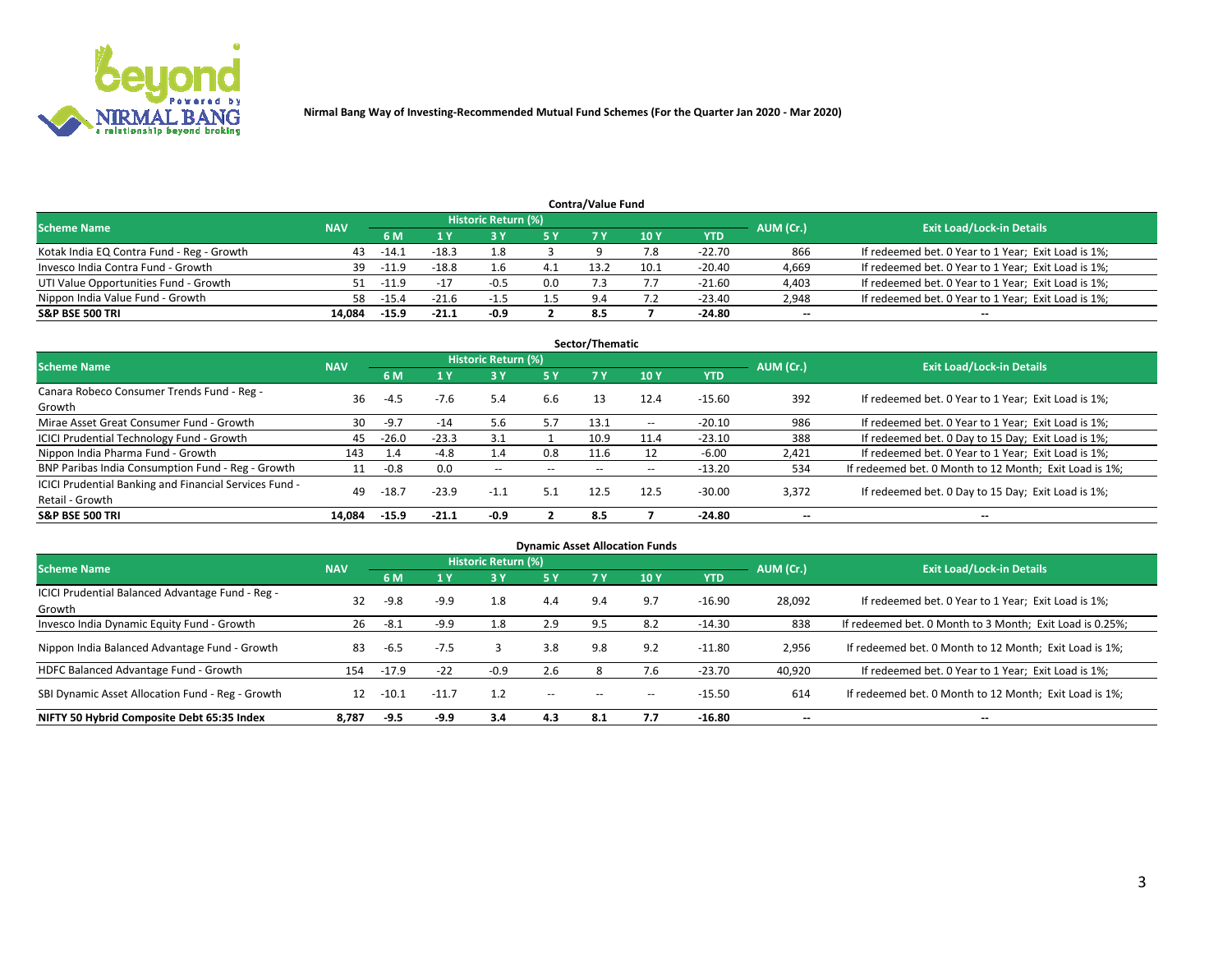Nirmal Bang Way of Investing-Recommended Mutual Fund Schemes (For the Quarter Jan 2020 - Mar 2020)

## Contra/Value Fund

| Scheme Name | NAV | Historic Return (%) | | | | | | | AUM (Cr.) | Exit Load/Lock-in Details |
|---|---|---|---|---|---|---|---|---|---|---|
| | | 6 M | 1 Y | 3 Y | 5 Y | 7 Y | 10 Y | YTD | | |
| Kotak India EQ Contra Fund - Reg - Growth | 43 | -14.1 | -18.3 | 1.8 | 3 | 9 | 7.8 | -22.70 | 866 | If redeemed bet. 0 Year to 1 Year; Exit Load is 1%; |
| Invesco India Contra Fund - Growth | 39 | -11.9 | -18.8 | 1.6 | 4.1 | 13.2 | 10.1 | -20.40 | 4,669 | If redeemed bet. 0 Year to 1 Year; Exit Load is 1%; |
| UTI Value Opportunities Fund - Growth | 51 | -11.9 | -17 | -0.5 | 0.0 | 7.3 | 7.7 | -21.60 | 4,403 | If redeemed bet. 0 Year to 1 Year; Exit Load is 1%; |
| Nippon India Value Fund - Growth | 58 | -15.4 | -21.6 | -1.5 | 1.5 | 9.4 | 7.2 | -23.40 | 2,948 | If redeemed bet. 0 Year to 1 Year; Exit Load is 1%; |
| **S&P BSE 500 TRI** | **14,084** | **-15.9** | **-21.1** | **-0.9** | **2** | **8.5** | **7** | **-24.80** | **--** | **--** |

## Sector/Thematic

| Scheme Name | NAV | Historic Return (%) | | | | | | | AUM (Cr.) | Exit Load/Lock-in Details |
|---|---|---|---|---|---|---|---|---|---|---|
| | | 6 M | 1 Y | 3 Y | 5 Y | 7 Y | 10 Y | YTD | | |
| Canara Robeco Consumer Trends Fund - Reg - Growth | 36 | -4.5 | -7.6 | 5.4 | 6.6 | 13 | 12.4 | -15.60 | 392 | If redeemed bet. 0 Year to 1 Year; Exit Load is 1%; |
| Mirae Asset Great Consumer Fund - Growth | 30 | -9.7 | -14 | 5.6 | 5.7 | 13.1 | -- | -20.10 | 986 | If redeemed bet. 0 Year to 1 Year; Exit Load is 1%; |
| ICICI Prudential Technology Fund - Growth | 45 | -26.0 | -23.3 | 3.1 | 1 | 10.9 | 11.4 | -23.10 | 388 | If redeemed bet. 0 Day to 15 Day; Exit Load is 1%; |
| Nippon India Pharma Fund - Growth | 143 | 1.4 | -4.8 | 1.4 | 0.8 | 11.6 | 12 | -6.00 | 2,421 | If redeemed bet. 0 Year to 1 Year; Exit Load is 1%; |
| BNP Paribas India Consumption Fund - Reg - Growth | 11 | -0.8 | 0.0 | -- | -- | -- | -- | -13.20 | 534 | If redeemed bet. 0 Month to 12 Month; Exit Load is 1%; |
| ICICI Prudential Banking and Financial Services Fund - Retail - Growth | 49 | -18.7 | -23.9 | -1.1 | 5.1 | 12.5 | 12.5 | -30.00 | 3,372 | If redeemed bet. 0 Day to 15 Day; Exit Load is 1%; |
| **S&P BSE 500 TRI** | **14,084** | **-15.9** | **-21.1** | **-0.9** | **2** | **8.5** | **7** | **-24.80** | **--** | **--** |

## Dynamic Asset Allocation Funds

| Scheme Name | NAV | Historic Return (%) | | | | | | | AUM (Cr.) | Exit Load/Lock-in Details |
|---|---|---|---|---|---|---|---|---|---|---|
| | | 6 M | 1 Y | 3 Y | 5 Y | 7 Y | 10 Y | YTD | | |
| ICICI Prudential Balanced Advantage Fund - Reg - Growth | 32 | -9.8 | -9.9 | 1.8 | 4.4 | 9.4 | 9.7 | -16.90 | 28,092 | If redeemed bet. 0 Year to 1 Year; Exit Load is 1%; |
| Invesco India Dynamic Equity Fund - Growth | 26 | -8.1 | -9.9 | 1.8 | 2.9 | 9.5 | 8.2 | -14.30 | 838 | If redeemed bet. 0 Month to 3 Month; Exit Load is 0.25%; |
| Nippon India Balanced Advantage Fund - Growth | 83 | -6.5 | -7.5 | 3 | 3.8 | 9.8 | 9.2 | -11.80 | 2,956 | If redeemed bet. 0 Month to 12 Month; Exit Load is 1%; |
| HDFC Balanced Advantage Fund - Growth | 154 | -17.9 | -22 | -0.9 | 2.6 | 8 | 7.6 | -23.70 | 40,920 | If redeemed bet. 0 Year to 1 Year; Exit Load is 1%; |
| SBI Dynamic Asset Allocation Fund - Reg - Growth | 12 | -10.1 | -11.7 | 1.2 | -- | -- | -- | -15.50 | 614 | If redeemed bet. 0 Month to 12 Month; Exit Load is 1%; |
| **NIFTY 50 Hybrid Composite Debt 65:35 Index** | **8,787** | **-9.5** | **-9.9** | **3.4** | **4.3** | **8.1** | **7.7** | **-16.80** | **--** | **--** |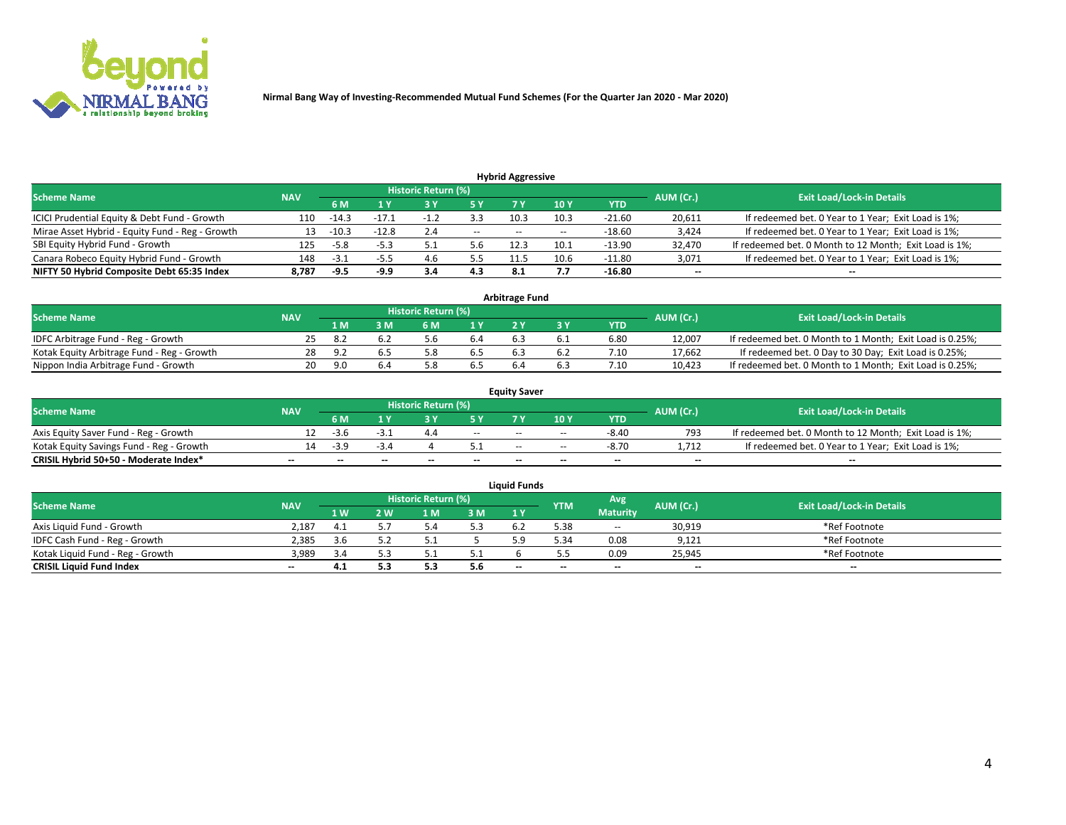Nirmal Bang Way of Investing-Recommended Mutual Fund Schemes (For the Quarter Jan 2020 - Mar 2020)

### Hybrid Aggressive

| Scheme Name | NAV | Historic Return (%) | | | | | | | AUM (Cr.) | Exit Load/Lock-in Details |
|---|---|---|---|---|---|---|---|---|---|---|
| | | 6 M | 1 Y | 3 Y | 5 Y | 7 Y | 10 Y | YTD | | |
| ICICI Prudential Equity & Debt Fund - Growth | 110 | -14.3 | -17.1 | -1.2 | 3.3 | 10.3 | 10.3 | -21.60 | 20,611 | If redeemed bet. 0 Year to 1 Year; Exit Load is 1%; |
| Mirae Asset Hybrid - Equity Fund - Reg - Growth | 13 | -10.3 | -12.8 | 2.4 | -- | -- | -- | -18.60 | 3,424 | If redeemed bet. 0 Year to 1 Year; Exit Load is 1%; |
| SBI Equity Hybrid Fund - Growth | 125 | -5.8 | -5.3 | 5.1 | 5.6 | 12.3 | 10.1 | -13.90 | 32,470 | If redeemed bet. 0 Month to 12 Month; Exit Load is 1%; |
| Canara Robeco Equity Hybrid Fund - Growth | 148 | -3.1 | -5.5 | 4.6 | 5.5 | 11.5 | 10.6 | -11.80 | 3,071 | If redeemed bet. 0 Year to 1 Year; Exit Load is 1%; |
| **NIFTY 50 Hybrid Composite Debt 65:35 Index** | **8,787** | **-9.5** | **-9.9** | **3.4** | **4.3** | **8.1** | **7.7** | **-16.80** | **--** | **--** |

### Arbitrage Fund

| Scheme Name | NAV | Historic Return (%) | | | | | | | AUM (Cr.) | Exit Load/Lock-in Details |
|---|---|---|---|---|---|---|---|---|---|---|
| | | 1 M | 3 M | 6 M | 1 Y | 2 Y | 3 Y | YTD | | |
| IDFC Arbitrage Fund - Reg - Growth | 25 | 8.2 | 6.2 | 5.6 | 6.4 | 6.3 | 6.1 | 6.80 | 12,007 | If redeemed bet. 0 Month to 1 Month; Exit Load is 0.25%; |
| Kotak Equity Arbitrage Fund - Reg - Growth | 28 | 9.2 | 6.5 | 5.8 | 6.5 | 6.3 | 6.2 | 7.10 | 17,662 | If redeemed bet. 0 Day to 30 Day; Exit Load is 0.25%; |
| Nippon India Arbitrage Fund - Growth | 20 | 9.0 | 6.4 | 5.8 | 6.5 | 6.4 | 6.3 | 7.10 | 10,423 | If redeemed bet. 0 Month to 1 Month; Exit Load is 0.25%; |

### Equity Saver

| Scheme Name | NAV | Historic Return (%) | | | | | | | AUM (Cr.) | Exit Load/Lock-in Details |
|---|---|---|---|---|---|---|---|---|---|---|
| | | 6 M | 1 Y | 3 Y | 5 Y | 7 Y | 10 Y | YTD | | |
| Axis Equity Saver Fund - Reg - Growth | 12 | -3.6 | -3.1 | 4.4 | -- | -- | -- | -8.40 | 793 | If redeemed bet. 0 Month to 12 Month; Exit Load is 1%; |
| Kotak Equity Savings Fund - Reg - Growth | 14 | -3.9 | -3.4 | 4 | 5.1 | -- | -- | -8.70 | 1,712 | If redeemed bet. 0 Year to 1 Year; Exit Load is 1%; |
| **CRISIL Hybrid 50+50 - Moderate Index*** | **--** | **--** | **--** | **--** | **--** | **--** | **--** | **--** | **--** | **--** |

### Liquid Funds

| Scheme Name | NAV | Historic Return (%) | | | | | YTM | Avg Maturity | AUM (Cr.) | Exit Load/Lock-in Details |
|---|---|---|---|---|---|---|---|---|---|---|
| | | 1 W | 2 W | 1 M | 3 M | 1 Y | | | | |
| Axis Liquid Fund - Growth | 2,187 | 4.1 | 5.7 | 5.4 | 5.3 | 6.2 | 5.38 | -- | 30,919 | *Ref Footnote |
| IDFC Cash Fund - Reg - Growth | 2,385 | 3.6 | 5.2 | 5.1 | 5 | 5.9 | 5.34 | 0.08 | 9,121 | *Ref Footnote |
| Kotak Liquid Fund - Reg - Growth | 3,989 | 3.4 | 5.3 | 5.1 | 5.1 | 6 | 5.5 | 0.09 | 25,945 | *Ref Footnote |
| **CRISIL Liquid Fund Index** | **--** | **4.1** | **5.3** | **5.3** | **5.6** | **--** | **--** | **--** | **--** | **--** |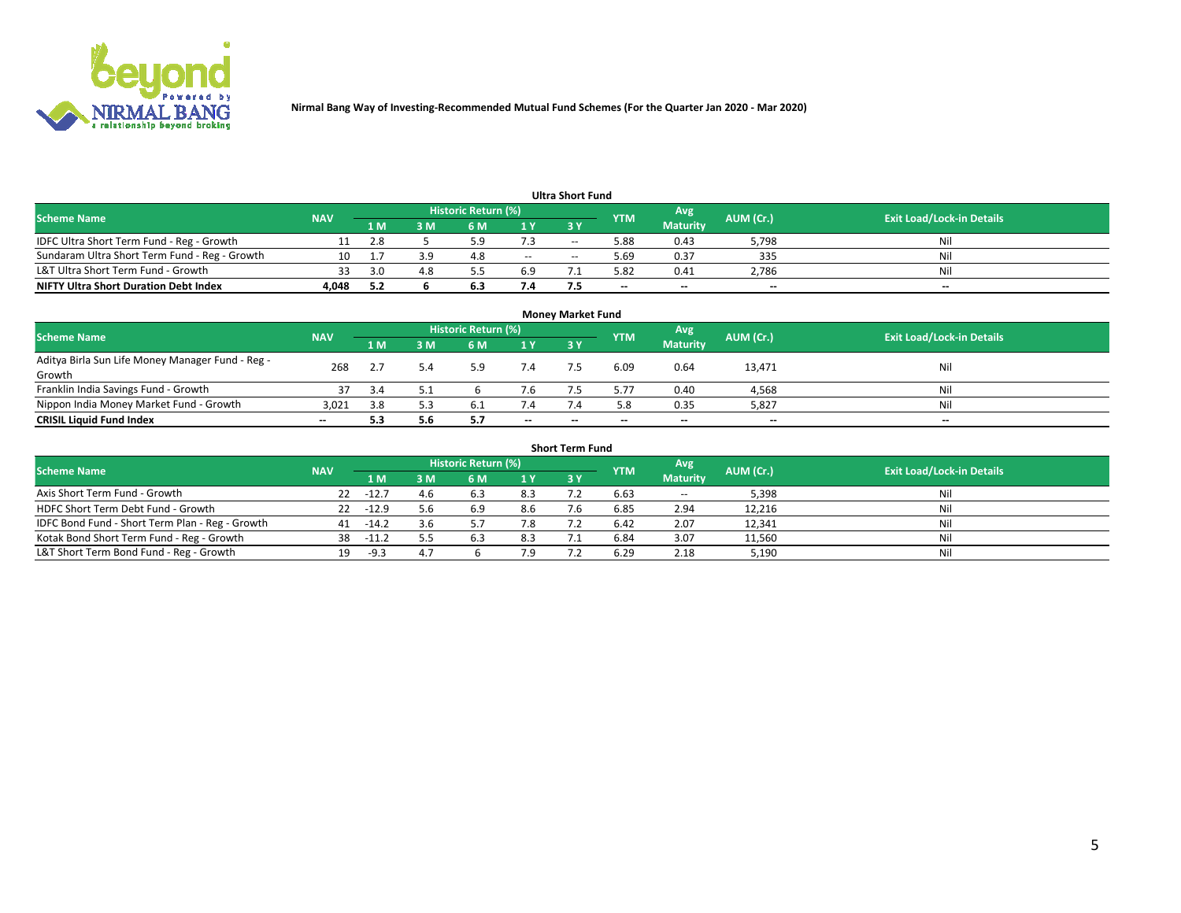Nirmal Bang Way of Investing-Recommended Mutual Fund Schemes (For the Quarter Jan 2020 - Mar 2020)

### Ultra Short Fund

| Scheme Name | NAV | Historic Return (%) | | | | | YTM | Avg Maturity | AUM (Cr.) | Exit Load/Lock-in Details |
|---|---|---|---|---|---|---|---|---|---|---|
| | | 1 M | 3 M | 6 M | 1 Y | 3 Y | | | | |
| IDFC Ultra Short Term Fund - Reg - Growth | 11 | 2.8 | 5 | 5.9 | 7.3 | -- | 5.88 | 0.43 | 5,798 | Nil |
| Sundaram Ultra Short Term Fund - Reg - Growth | 10 | 1.7 | 3.9 | 4.8 | -- | -- | 5.69 | 0.37 | 335 | Nil |
| L&T Ultra Short Term Fund - Growth | 33 | 3.0 | 4.8 | 5.5 | 6.9 | 7.1 | 5.82 | 0.41 | 2,786 | Nil |
| **NIFTY Ultra Short Duration Debt Index** | **4,048** | **5.2** | **6** | **6.3** | **7.4** | **7.5** | **--** | **--** | **--** | **--** |

### Money Market Fund

| Scheme Name | NAV | Historic Return (%) | | | | | YTM | Avg Maturity | AUM (Cr.) | Exit Load/Lock-in Details |
|---|---|---|---|---|---|---|---|---|---|---|
| | | 1 M | 3 M | 6 M | 1 Y | 3 Y | | | | |
| Aditya Birla Sun Life Money Manager Fund - Reg - Growth | 268 | 2.7 | 5.4 | 5.9 | 7.4 | 7.5 | 6.09 | 0.64 | 13,471 | Nil |
| Franklin India Savings Fund - Growth | 37 | 3.4 | 5.1 | 6 | 7.6 | 7.5 | 5.77 | 0.40 | 4,568 | Nil |
| Nippon India Money Market Fund - Growth | 3,021 | 3.8 | 5.3 | 6.1 | 7.4 | 7.4 | 5.8 | 0.35 | 5,827 | Nil |
| **CRISIL Liquid Fund Index** | **--** | **5.3** | **5.6** | **5.7** | **--** | **--** | **--** | **--** | **--** | **--** |

### Short Term Fund

| Scheme Name | NAV | Historic Return (%) | | | | | YTM | Avg Maturity | AUM (Cr.) | Exit Load/Lock-in Details |
|---|---|---|---|---|---|---|---|---|---|---|
| | | 1 M | 3 M | 6 M | 1 Y | 3 Y | | | | |
| Axis Short Term Fund - Growth | 22 | -12.7 | 4.6 | 6.3 | 8.3 | 7.2 | 6.63 | -- | 5,398 | Nil |
| HDFC Short Term Debt Fund - Growth | 22 | -12.9 | 5.6 | 6.9 | 8.6 | 7.6 | 6.85 | 2.94 | 12,216 | Nil |
| IDFC Bond Fund - Short Term Plan - Reg - Growth | 41 | -14.2 | 3.6 | 5.7 | 7.8 | 7.2 | 6.42 | 2.07 | 12,341 | Nil |
| Kotak Bond Short Term Fund - Reg - Growth | 38 | -11.2 | 5.5 | 6.3 | 8.3 | 7.1 | 6.84 | 3.07 | 11,560 | Nil |
| L&T Short Term Bond Fund - Reg - Growth | 19 | -9.3 | 4.7 | 6 | 7.9 | 7.2 | 6.29 | 2.18 | 5,190 | Nil |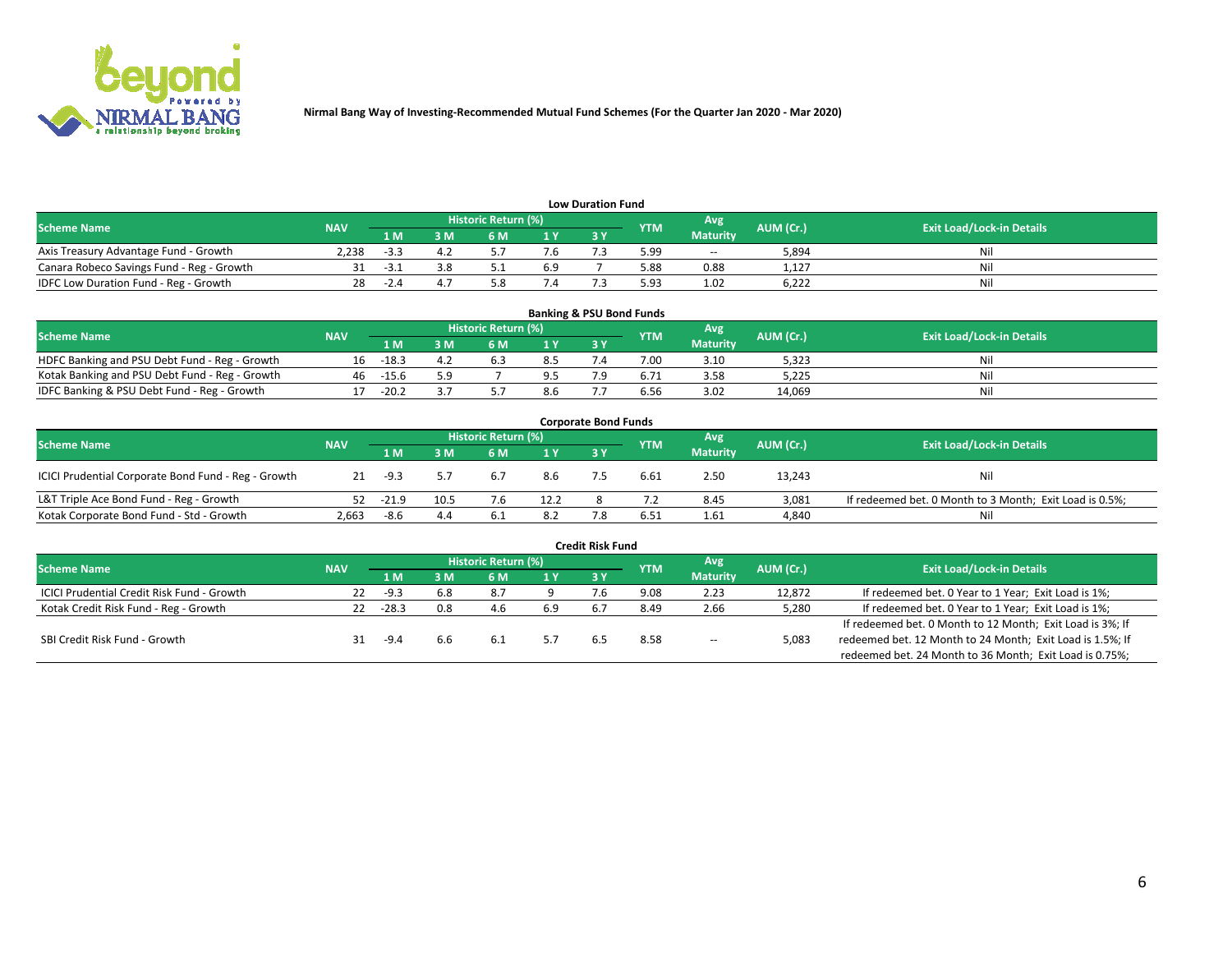Nirmal Bang Way of Investing-Recommended Mutual Fund Schemes (For the Quarter Jan 2020 - Mar 2020)

### Low Duration Fund

| Scheme Name | NAV | Historic Return (%) | | | | | YTM | Avg Maturity | AUM (Cr.) | Exit Load/Lock-in Details |
|---|---|---|---|---|---|---|---|---|---|---|
| | | 1 M | 3 M | 6 M | 1 Y | 3 Y | | | | |
| Axis Treasury Advantage Fund - Growth | 2,238 | -3.3 | 4.2 | 5.7 | 7.6 | 7.3 | 5.99 | -- | 5,894 | Nil |
| Canara Robeco Savings Fund - Reg - Growth | 31 | -3.1 | 3.8 | 5.1 | 6.9 | 7 | 5.88 | 0.88 | 1,127 | Nil |
| IDFC Low Duration Fund - Reg - Growth | 28 | -2.4 | 4.7 | 5.8 | 7.4 | 7.3 | 5.93 | 1.02 | 6,222 | Nil |

### Banking & PSU Bond Funds

| Scheme Name | NAV | Historic Return (%) | | | | | YTM | Avg Maturity | AUM (Cr.) | Exit Load/Lock-in Details |
|---|---|---|---|---|---|---|---|---|---|---|
| | | 1 M | 3 M | 6 M | 1 Y | 3 Y | | | | |
| HDFC Banking and PSU Debt Fund - Reg - Growth | 16 | -18.3 | 4.2 | 6.3 | 8.5 | 7.4 | 7.00 | 3.10 | 5,323 | Nil |
| Kotak Banking and PSU Debt Fund - Reg - Growth | 46 | -15.6 | 5.9 | 7 | 9.5 | 7.9 | 6.71 | 3.58 | 5,225 | Nil |
| IDFC Banking & PSU Debt Fund - Reg - Growth | 17 | -20.2 | 3.7 | 5.7 | 8.6 | 7.7 | 6.56 | 3.02 | 14,069 | Nil |

### Corporate Bond Funds

| Scheme Name | NAV | Historic Return (%) | | | | | YTM | Avg Maturity | AUM (Cr.) | Exit Load/Lock-in Details |
|---|---|---|---|---|---|---|---|---|---|---|
| | | 1 M | 3 M | 6 M | 1 Y | 3 Y | | | | |
| ICICI Prudential Corporate Bond Fund - Reg - Growth | 21 | -9.3 | 5.7 | 6.7 | 8.6 | 7.5 | 6.61 | 2.50 | 13,243 | Nil |
| L&T Triple Ace Bond Fund - Reg - Growth | 52 | -21.9 | 10.5 | 7.6 | 12.2 | 8 | 7.2 | 8.45 | 3,081 | If redeemed bet. 0 Month to 3 Month; Exit Load is 0.5%; |
| Kotak Corporate Bond Fund - Std - Growth | 2,663 | -8.6 | 4.4 | 6.1 | 8.2 | 7.8 | 6.51 | 1.61 | 4,840 | Nil |

### Credit Risk Fund

| Scheme Name | NAV | Historic Return (%) | | | | | YTM | Avg Maturity | AUM (Cr.) | Exit Load/Lock-in Details |
|---|---|---|---|---|---|---|---|---|---|---|
| | | 1 M | 3 M | 6 M | 1 Y | 3 Y | | | | |
| ICICI Prudential Credit Risk Fund - Growth | 22 | -9.3 | 6.8 | 8.7 | 9 | 7.6 | 9.08 | 2.23 | 12,872 | If redeemed bet. 0 Year to 1 Year; Exit Load is 1%; |
| Kotak Credit Risk Fund - Reg - Growth | 22 | -28.3 | 0.8 | 4.6 | 6.9 | 6.7 | 8.49 | 2.66 | 5,280 | If redeemed bet. 0 Year to 1 Year; Exit Load is 1%; |
| SBI Credit Risk Fund - Growth | 31 | -9.4 | 6.6 | 6.1 | 5.7 | 6.5 | 8.58 | -- | 5,083 | If redeemed bet. 0 Month to 12 Month; Exit Load is 3%; If redeemed bet. 12 Month to 24 Month; Exit Load is 1.5%; If redeemed bet. 24 Month to 36 Month; Exit Load is 0.75%; |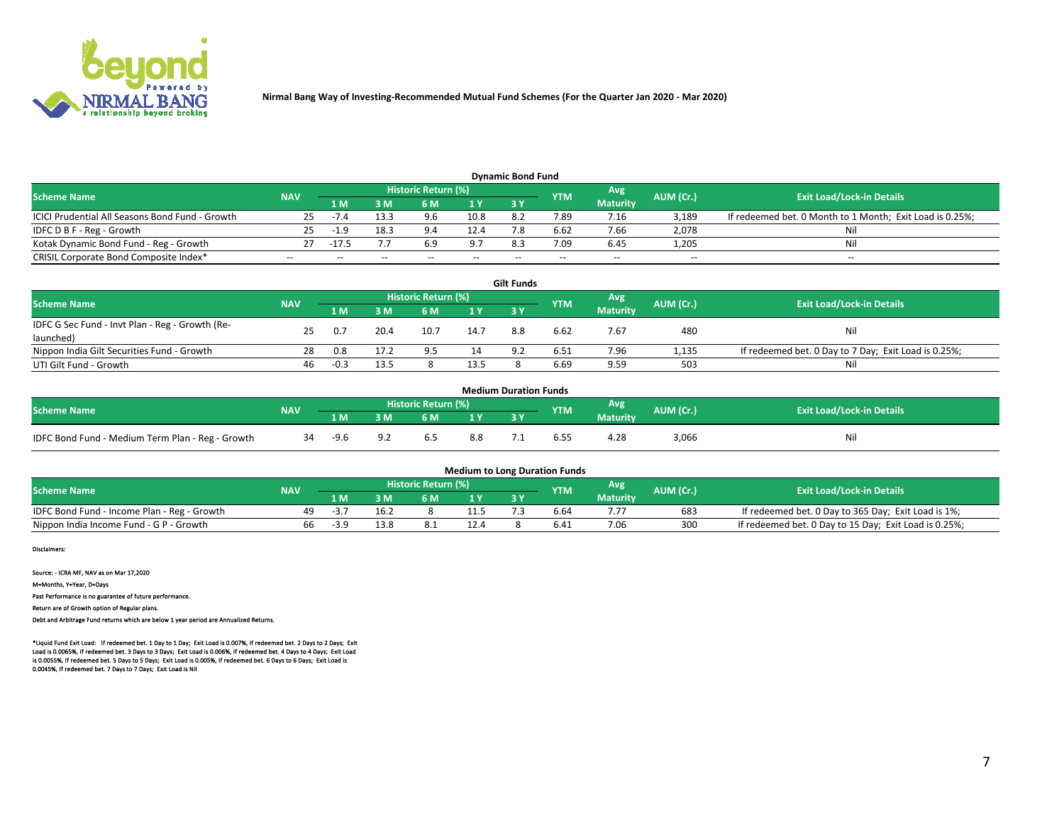**Nirmal Bang Way of Investing-Recommended Mutual Fund Schemes (For the Quarter Jan 2020 - Mar 2020)**

### Dynamic Bond Fund

| Scheme Name | NAV | Historic Return (%) | | | | | YTM | Avg Maturity | AUM (Cr.) | Exit Load/Lock-in Details |
|---|---|---|---|---|---|---|---|---|---|---|
| | | 1 M | 3 M | 6 M | 1 Y | 3 Y | | | | |
| ICICI Prudential All Seasons Bond Fund - Growth | 25 | -7.4 | 13.3 | 9.6 | 10.8 | 8.2 | 7.89 | 7.16 | 3,189 | If redeemed bet. 0 Month to 1 Month; Exit Load is 0.25%; |
| IDFC D B F - Reg - Growth | 25 | -1.9 | 18.3 | 9.4 | 12.4 | 7.8 | 6.62 | 7.66 | 2,078 | Nil |
| Kotak Dynamic Bond Fund - Reg - Growth | 27 | -17.5 | 7.7 | 6.9 | 9.7 | 8.3 | 7.09 | 6.45 | 1,205 | Nil |
| CRISIL Corporate Bond Composite Index* | -- | -- | -- | -- | -- | -- | -- | -- | -- | -- |

### Gilt Funds

| Scheme Name | NAV | Historic Return (%) | | | | | YTM | Avg Maturity | AUM (Cr.) | Exit Load/Lock-in Details |
|---|---|---|---|---|---|---|---|---|---|---|
| | | 1 M | 3 M | 6 M | 1 Y | 3 Y | | | | |
| IDFC G Sec Fund - Invt Plan - Reg - Growth (Re-launched) | 25 | 0.7 | 20.4 | 10.7 | 14.7 | 8.8 | 6.62 | 7.67 | 480 | Nil |
| Nippon India Gilt Securities Fund - Growth | 28 | 0.8 | 17.2 | 9.5 | 14 | 9.2 | 6.51 | 7.96 | 1,135 | If redeemed bet. 0 Day to 7 Day; Exit Load is 0.25%; |
| UTI Gilt Fund - Growth | 46 | -0.3 | 13.5 | 8 | 13.5 | 8 | 6.69 | 9.59 | 503 | Nil |

### Medium Duration Funds

| Scheme Name | NAV | Historic Return (%) | | | | | YTM | Avg Maturity | AUM (Cr.) | Exit Load/Lock-in Details |
|---|---|---|---|---|---|---|---|---|---|---|
| | | 1 M | 3 M | 6 M | 1 Y | 3 Y | | | | |
| IDFC Bond Fund - Medium Term Plan - Reg - Growth | 34 | -9.6 | 9.2 | 6.5 | 8.8 | 7.1 | 6.55 | 4.28 | 3,066 | Nil |

### Medium to Long Duration Funds

| Scheme Name | NAV | Historic Return (%) | | | | | YTM | Avg Maturity | AUM (Cr.) | Exit Load/Lock-in Details |
|---|---|---|---|---|---|---|---|---|---|---|
| | | 1 M | 3 M | 6 M | 1 Y | 3 Y | | | | |
| IDFC Bond Fund - Income Plan - Reg - Growth | 49 | -3.7 | 16.2 | 8 | 11.5 | 7.3 | 6.64 | 7.77 | 683 | If redeemed bet. 0 Day to 365 Day; Exit Load is 1%; |
| Nippon India Income Fund - G P - Growth | 66 | -3.9 | 13.8 | 8.1 | 12.4 | 8 | 6.41 | 7.06 | 300 | If redeemed bet. 0 Day to 15 Day; Exit Load is 0.25%; |

Disclaimers:

Source: - ICRA MF, NAV as on Mar 17,2020

M=Months, Y=Year, D=Days

Past Performance is no guarantee of future performance.

Return are of Growth option of Regular plans.

Debt and Arbitrage Fund returns which are below 1 year period are Annualized Returns.

*Liquid Fund Exit Load: If redeemed bet. 1 Day to 1 Day; Exit Load is 0.007%, If redeemed bet. 2 Days to 2 Days; Exit Load is 0.0065%, If redeemed bet. 3 Days to 3 Days; Exit Load is 0.006%, If redeemed bet. 4 Days to 4 Days; Exit Load is 0.0055%, If redeemed bet. 5 Days to 5 Days; Exit Load is 0.005%, If redeemed bet. 6 Days to 6 Days; Exit Load is 0.0045%, If redeemed bet. 7 Days to 7 Days; Exit Load is Nil